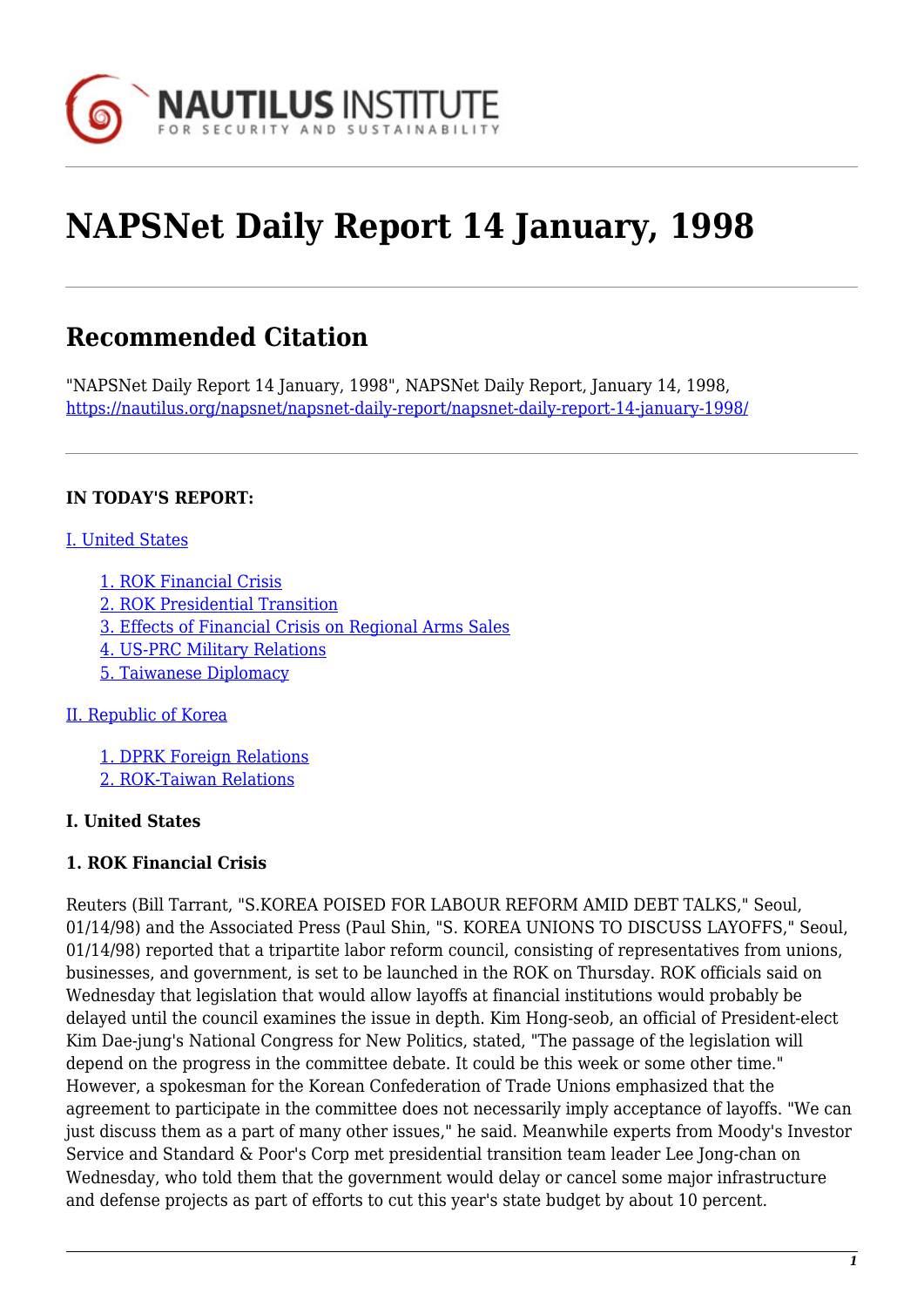# NAPSNet Daily Report 14 January, 1998

## Recommended Citation

"NAPSNet Daily Report 14 January, 1998", NAPSNet Daily Report, January 14, 1998, https://nautilus.org/napsnet/napsnet-daily-report/napsnet-daily-report-14-january-1998/

**IN TODAY'S REPORT:**

I. United States

- 1. ROK Financial Crisis
- 2. ROK Presidential Transition
- 3. Effects of Financial Crisis on Regional Arms Sales
- 4. US-PRC Military Relations
- 5. Taiwanese Diplomacy

II. Republic of Korea

- 1. DPRK Foreign Relations
- 2. ROK-Taiwan Relations

**I. United States**

**1. ROK Financial Crisis**

Reuters (Bill Tarrant, "S.KOREA POISED FOR LABOUR REFORM AMID DEBT TALKS," Seoul, 01/14/98) and the Associated Press (Paul Shin, "S. KOREA UNIONS TO DISCUSS LAYOFFS," Seoul, 01/14/98) reported that a tripartite labor reform council, consisting of representatives from unions, businesses, and government, is set to be launched in the ROK on Thursday. ROK officials said on Wednesday that legislation that would allow layoffs at financial institutions would probably be delayed until the council examines the issue in depth. Kim Hong-seob, an official of President-elect Kim Dae-jung's National Congress for New Politics, stated, "The passage of the legislation will depend on the progress in the committee debate. It could be this week or some other time." However, a spokesman for the Korean Confederation of Trade Unions emphasized that the agreement to participate in the committee does not necessarily imply acceptance of layoffs. "We can just discuss them as a part of many other issues," he said. Meanwhile experts from Moody's Investor Service and Standard & Poor's Corp met presidential transition team leader Lee Jong-chan on Wednesday, who told them that the government would delay or cancel some major infrastructure and defense projects as part of efforts to cut this year's state budget by about 10 percent.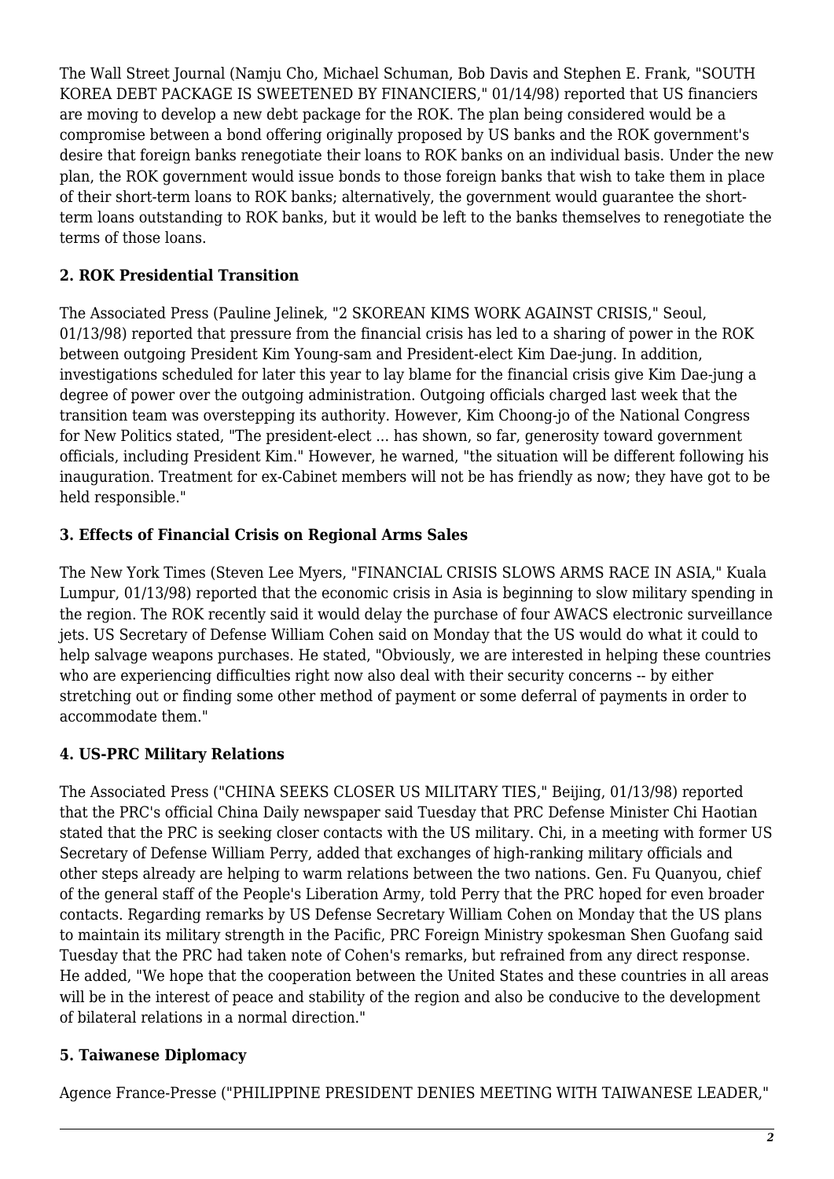The Wall Street Journal (Namju Cho, Michael Schuman, Bob Davis and Stephen E. Frank, "SOUTH KOREA DEBT PACKAGE IS SWEETENED BY FINANCIERS," 01/14/98) reported that US financiers are moving to develop a new debt package for the ROK. The plan being considered would be a compromise between a bond offering originally proposed by US banks and the ROK government's desire that foreign banks renegotiate their loans to ROK banks on an individual basis. Under the new plan, the ROK government would issue bonds to those foreign banks that wish to take them in place of their short-term loans to ROK banks; alternatively, the government would guarantee the short-term loans outstanding to ROK banks, but it would be left to the banks themselves to renegotiate the terms of those loans.

### 2. ROK Presidential Transition

The Associated Press (Pauline Jelinek, "2 SKOREAN KIMS WORK AGAINST CRISIS," Seoul, 01/13/98) reported that pressure from the financial crisis has led to a sharing of power in the ROK between outgoing President Kim Young-sam and President-elect Kim Dae-jung. In addition, investigations scheduled for later this year to lay blame for the financial crisis give Kim Dae-jung a degree of power over the outgoing administration. Outgoing officials charged last week that the transition team was overstepping its authority. However, Kim Choong-jo of the National Congress for New Politics stated, "The president-elect ... has shown, so far, generosity toward government officials, including President Kim." However, he warned, "the situation will be different following his inauguration. Treatment for ex-Cabinet members will not be has friendly as now; they have got to be held responsible."

### 3. Effects of Financial Crisis on Regional Arms Sales

The New York Times (Steven Lee Myers, "FINANCIAL CRISIS SLOWS ARMS RACE IN ASIA," Kuala Lumpur, 01/13/98) reported that the economic crisis in Asia is beginning to slow military spending in the region. The ROK recently said it would delay the purchase of four AWACS electronic surveillance jets. US Secretary of Defense William Cohen said on Monday that the US would do what it could to help salvage weapons purchases. He stated, "Obviously, we are interested in helping these countries who are experiencing difficulties right now also deal with their security concerns -- by either stretching out or finding some other method of payment or some deferral of payments in order to accommodate them."

### 4. US-PRC Military Relations

The Associated Press ("CHINA SEEKS CLOSER US MILITARY TIES," Beijing, 01/13/98) reported that the PRC's official China Daily newspaper said Tuesday that PRC Defense Minister Chi Haotian stated that the PRC is seeking closer contacts with the US military. Chi, in a meeting with former US Secretary of Defense William Perry, added that exchanges of high-ranking military officials and other steps already are helping to warm relations between the two nations. Gen. Fu Quanyou, chief of the general staff of the People's Liberation Army, told Perry that the PRC hoped for even broader contacts. Regarding remarks by US Defense Secretary William Cohen on Monday that the US plans to maintain its military strength in the Pacific, PRC Foreign Ministry spokesman Shen Guofang said Tuesday that the PRC had taken note of Cohen's remarks, but refrained from any direct response. He added, "We hope that the cooperation between the United States and these countries in all areas will be in the interest of peace and stability of the region and also be conducive to the development of bilateral relations in a normal direction."

### 5. Taiwanese Diplomacy

Agence France-Presse ("PHILIPPINE PRESIDENT DENIES MEETING WITH TAIWANESE LEADER,"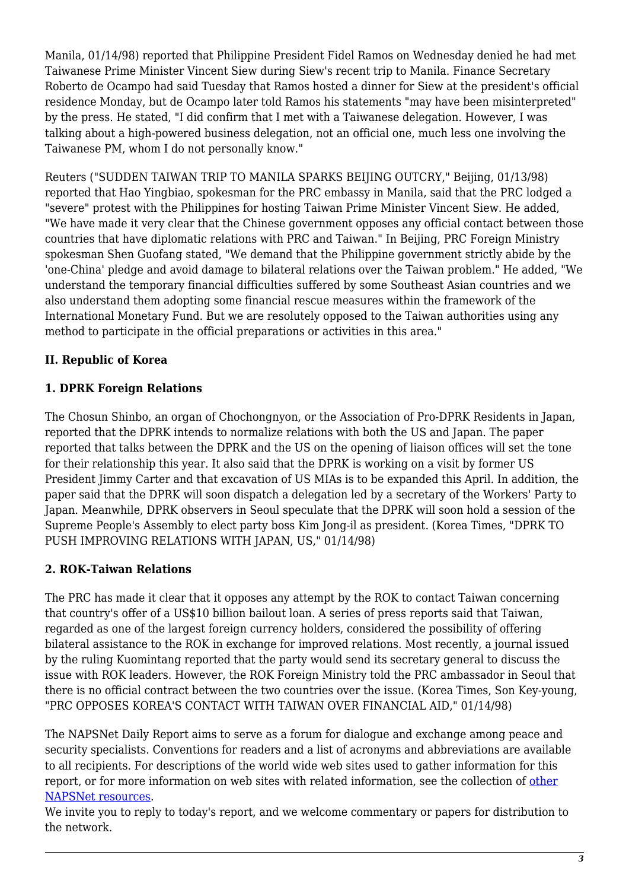Manila, 01/14/98) reported that Philippine President Fidel Ramos on Wednesday denied he had met Taiwanese Prime Minister Vincent Siew during Siew's recent trip to Manila. Finance Secretary Roberto de Ocampo had said Tuesday that Ramos hosted a dinner for Siew at the president's official residence Monday, but de Ocampo later told Ramos his statements "may have been misinterpreted" by the press. He stated, "I did confirm that I met with a Taiwanese delegation. However, I was talking about a high-powered business delegation, not an official one, much less one involving the Taiwanese PM, whom I do not personally know."

Reuters ("SUDDEN TAIWAN TRIP TO MANILA SPARKS BEIJING OUTCRY," Beijing, 01/13/98) reported that Hao Yingbiao, spokesman for the PRC embassy in Manila, said that the PRC lodged a "severe" protest with the Philippines for hosting Taiwan Prime Minister Vincent Siew. He added, "We have made it very clear that the Chinese government opposes any official contact between those countries that have diplomatic relations with PRC and Taiwan." In Beijing, PRC Foreign Ministry spokesman Shen Guofang stated, "We demand that the Philippine government strictly abide by the 'one-China' pledge and avoid damage to bilateral relations over the Taiwan problem." He added, "We understand the temporary financial difficulties suffered by some Southeast Asian countries and we also understand them adopting some financial rescue measures within the framework of the International Monetary Fund. But we are resolutely opposed to the Taiwan authorities using any method to participate in the official preparations or activities in this area."

## II. Republic of Korea

### 1. DPRK Foreign Relations

The Chosun Shinbo, an organ of Chochongnyon, or the Association of Pro-DPRK Residents in Japan, reported that the DPRK intends to normalize relations with both the US and Japan. The paper reported that talks between the DPRK and the US on the opening of liaison offices will set the tone for their relationship this year. It also said that the DPRK is working on a visit by former US President Jimmy Carter and that excavation of US MIAs is to be expanded this April. In addition, the paper said that the DPRK will soon dispatch a delegation led by a secretary of the Workers' Party to Japan. Meanwhile, DPRK observers in Seoul speculate that the DPRK will soon hold a session of the Supreme People's Assembly to elect party boss Kim Jong-il as president. (Korea Times, "DPRK TO PUSH IMPROVING RELATIONS WITH JAPAN, US," 01/14/98)

### 2. ROK-Taiwan Relations

The PRC has made it clear that it opposes any attempt by the ROK to contact Taiwan concerning that country's offer of a US$10 billion bailout loan. A series of press reports said that Taiwan, regarded as one of the largest foreign currency holders, considered the possibility of offering bilateral assistance to the ROK in exchange for improved relations. Most recently, a journal issued by the ruling Kuomintang reported that the party would send its secretary general to discuss the issue with ROK leaders. However, the ROK Foreign Ministry told the PRC ambassador in Seoul that there is no official contract between the two countries over the issue. (Korea Times, Son Key-young, "PRC OPPOSES KOREA'S CONTACT WITH TAIWAN OVER FINANCIAL AID," 01/14/98)

The NAPSNet Daily Report aims to serve as a forum for dialogue and exchange among peace and security specialists. Conventions for readers and a list of acronyms and abbreviations are available to all recipients. For descriptions of the world wide web sites used to gather information for this report, or for more information on web sites with related information, see the collection of other NAPSNet resources.
We invite you to reply to today's report, and we welcome commentary or papers for distribution to the network.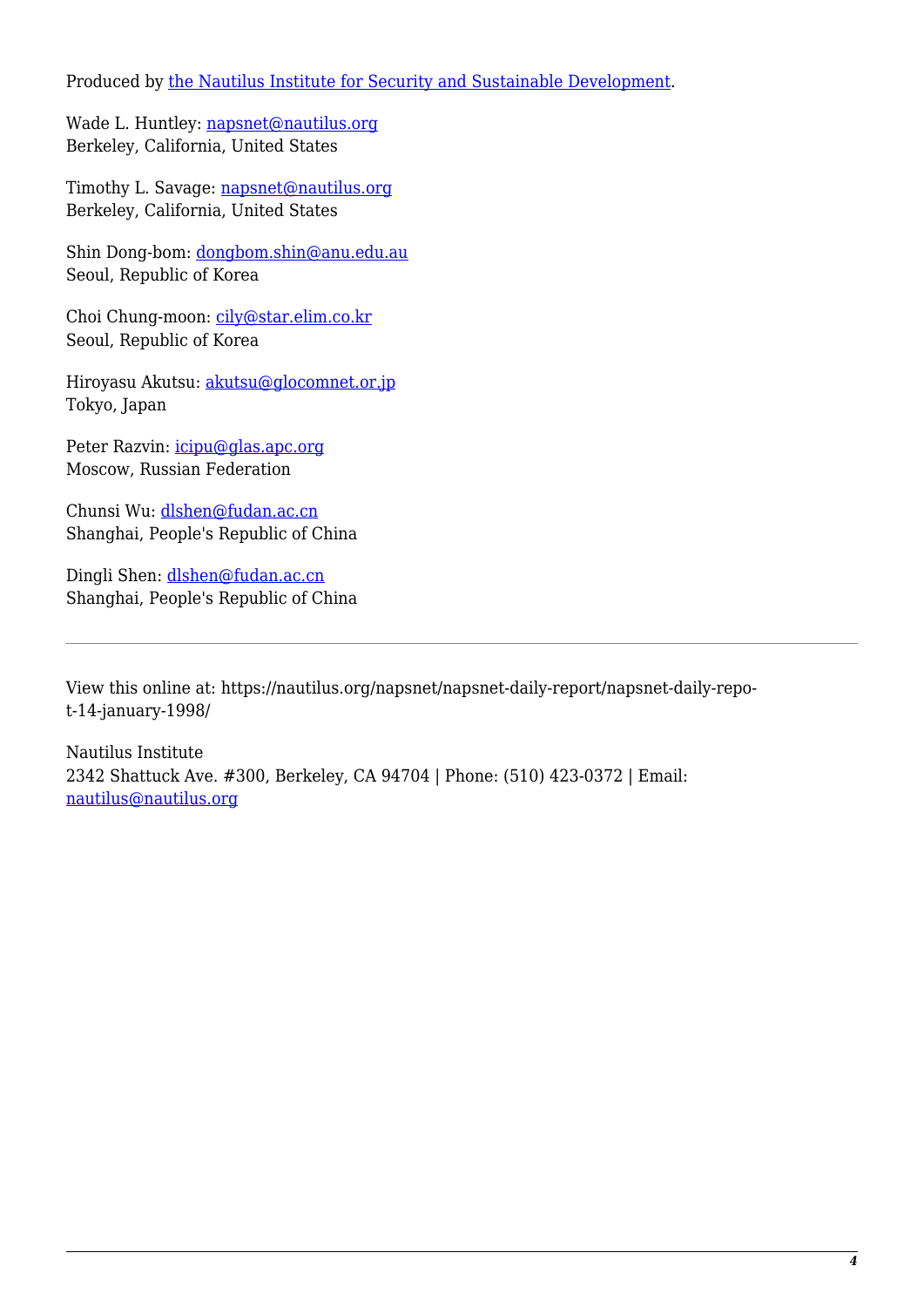Produced by [the Nautilus Institute for Security and Sustainable Development](https://nautilus.org).

Wade L. Huntley: [napsnet@nautilus.org](mailto:napsnet@nautilus.org)
Berkeley, California, United States

Timothy L. Savage: [napsnet@nautilus.org](mailto:napsnet@nautilus.org)
Berkeley, California, United States

Shin Dong-bom: [dongbom.shin@anu.edu.au](mailto:dongbom.shin@anu.edu.au)
Seoul, Republic of Korea

Choi Chung-moon: [cily@star.elim.co.kr](mailto:cily@star.elim.co.kr)
Seoul, Republic of Korea

Hiroyasu Akutsu: [akutsu@glocomnet.or.jp](mailto:akutsu@glocomnet.or.jp)
Tokyo, Japan

Peter Razvin: [icipu@glas.apc.org](mailto:icipu@glas.apc.org)
Moscow, Russian Federation

Chunsi Wu: [dlshen@fudan.ac.cn](mailto:dlshen@fudan.ac.cn)
Shanghai, People's Republic of China

Dingli Shen: [dlshen@fudan.ac.cn](mailto:dlshen@fudan.ac.cn)
Shanghai, People's Republic of China

---

View this online at: https://nautilus.org/napsnet/napsnet-daily-report/napsnet-daily-report-14-january-1998/

Nautilus Institute
2342 Shattuck Ave. #300, Berkeley, CA 94704 | Phone: (510) 423-0372 | Email: [nautilus@nautilus.org](mailto:nautilus@nautilus.org)